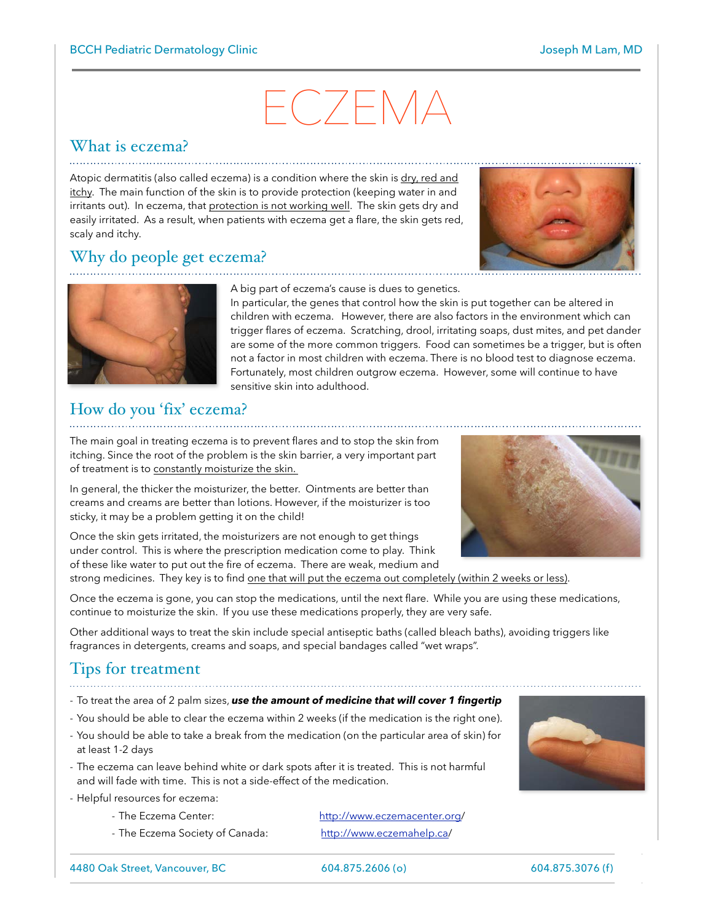# ECZEMA

## What is eczema?

Atopic dermatitis (also called eczema) is a condition where the skin is dry, red and itchy. The main function of the skin is to provide protection (keeping water in and irritants out). In eczema, that protection is not working well. The skin gets dry and easily irritated. As a result, when patients with eczema get a flare, the skin gets red, scaly and itchy.

## Why do people get eczema?

A big part of eczema's cause is dues to genetics.
In particular, the genes that control how the skin is put together can be altered in children with eczema. However, there are also factors in the environment which can trigger flares of eczema. Scratching, drool, irritating soaps, dust mites, and pet dander are some of the more common triggers. Food can sometimes be a trigger, but is often not a factor in most children with eczema. There is no blood test to diagnose eczema. Fortunately, most children outgrow eczema. However, some will continue to have sensitive skin into adulthood.

## How do you 'fix' eczema?

The main goal in treating eczema is to prevent flares and to stop the skin from itching. Since the root of the problem is the skin barrier, a very important part of treatment is to constantly moisturize the skin.

In general, the thicker the moisturizer, the better. Ointments are better than creams and creams are better than lotions. However, if the moisturizer is too sticky, it may be a problem getting it on the child!

Once the skin gets irritated, the moisturizers are not enough to get things under control. This is where the prescription medication come to play. Think of these like water to put out the fire of eczema. There are weak, medium and strong medicines. They key is to find one that will put the eczema out completely (within 2 weeks or less).

Once the eczema is gone, you can stop the medications, until the next flare. While you are using these medications, continue to moisturize the skin. If you use these medications properly, they are very safe.

Other additional ways to treat the skin include special antiseptic baths (called bleach baths), avoiding triggers like fragrances in detergents, creams and soaps, and special bandages called "wet wraps".

## Tips for treatment

- To treat the area of 2 palm sizes, ***use the amount of medicine that will cover 1 fingertip***
- You should be able to clear the eczema within 2 weeks (if the medication is the right one).
- You should be able to take a break from the medication (on the particular area of skin) for at least 1-2 days
- The eczema can leave behind white or dark spots after it is treated. This is not harmful and will fade with time. This is not a side-effect of the medication.
- Helpful resources for eczema:
  - The Eczema Center: http://www.eczemacenter.org/
  - The Eczema Society of Canada: http://www.eczemahelp.ca/

4480 Oak Street, Vancouver, BC | 604.875.2606 (o) | 604.875.3076 (f)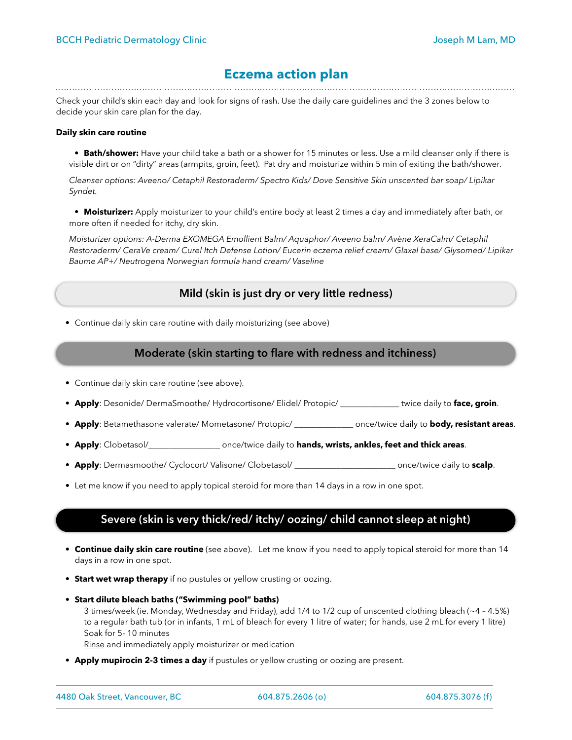# Eczema action plan

Check your child's skin each day and look for signs of rash. Use the daily care guidelines and the 3 zones below to decide your skin care plan for the day.

**Daily skin care routine**

- **Bath/shower:** Have your child take a bath or a shower for 15 minutes or less. Use a mild cleanser only if there is visible dirt or on "dirty" areas (armpits, groin, feet). Pat dry and moisturize within 5 min of exiting the bath/shower.

*Cleanser options: Aveeno/ Cetaphil Restoraderm/ Spectro Kids/ Dove Sensitive Skin unscented bar soap/ Lipikar Syndet.*

- **Moisturizer:** Apply moisturizer to your child's entire body at least 2 times a day and immediately after bath, or more often if needed for itchy, dry skin.

*Moisturizer options: A-Derma EXOMEGA Emollient Balm/ Aquaphor/ Aveeno balm/ Avène XeraCalm/ Cetaphil Restoraderm/ CeraVe cream/ Curel Itch Defense Lotion/ Eucerin eczema relief cream/ Glaxal base/ Glysomed/ Lipikar Baume AP+/ Neutrogena Norwegian formula hand cream/ Vaseline*

## Mild (skin is just dry or very little redness)

- Continue daily skin care routine with daily moisturizing (see above)

## Moderate (skin starting to flare with redness and itchiness)

- Continue daily skin care routine (see above).
- **Apply**: Desonide/ DermaSmoothe/ Hydrocortisone/ Elidel/ Protopic/ ______________ twice daily to **face, groin**.
- **Apply**: Betamethasone valerate/ Mometasone/ Protopic/ ______________ once/twice daily to **body, resistant areas**.
- **Apply**: Clobetasol/________________ once/twice daily to **hands, wrists, ankles, feet and thick areas**.
- **Apply**: Dermasmoothe/ Cyclocort/ Valisone/ Clobetasol/ _______________________ once/twice daily to **scalp**.
- Let me know if you need to apply topical steroid for more than 14 days in a row in one spot.

## Severe (skin is very thick/red/ itchy/ oozing/ child cannot sleep at night)

- **Continue daily skin care routine** (see above). Let me know if you need to apply topical steroid for more than 14 days in a row in one spot.
- **Start wet wrap therapy** if no pustules or yellow crusting or oozing.
- **Start dilute bleach baths ("Swimming pool" baths)**
  3 times/week (ie. Monday, Wednesday and Friday), add 1/4 to 1/2 cup of unscented clothing bleach (~4 – 4.5%) to a regular bath tub (or in infants, 1 mL of bleach for every 1 litre of water; for hands, use 2 mL for every 1 litre)
  Soak for 5- 10 minutes
  Rinse and immediately apply moisturizer or medication
- **Apply mupirocin 2-3 times a day** if pustules or yellow crusting or oozing are present.